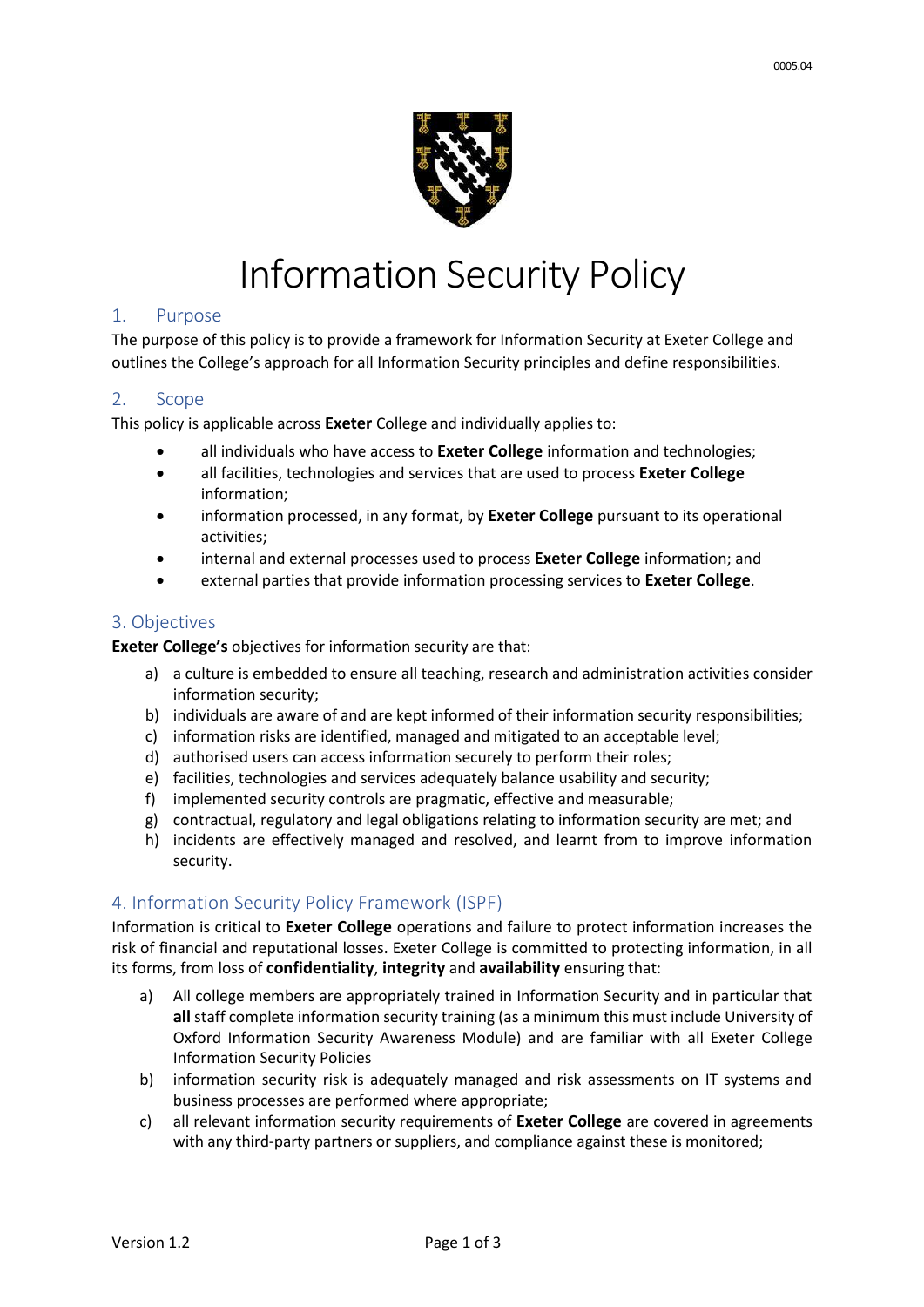# Information Security Policy

## 1. Purpose

The purpose of this policy is to provide a framework for Information Security at Exeter College and outlines the College's approach for all Information Security principles and define responsibilities.

## 2. Scope

This policy is applicable across **Exeter** College and individually applies to:

- all individuals who have access to **Exeter College** information and technologies;
- all facilities, technologies and services that are used to process **Exeter College** information;
- information processed, in any format, by **Exeter College** pursuant to its operational activities;
- internal and external processes used to process **Exeter College** information; and
- external parties that provide information processing services to **Exeter College**.

## 3. Objectives

**Exeter College's** objectives for information security are that:

a) a culture is embedded to ensure all teaching, research and administration activities consider information security;
b) individuals are aware of and are kept informed of their information security responsibilities;
c) information risks are identified, managed and mitigated to an acceptable level;
d) authorised users can access information securely to perform their roles;
e) facilities, technologies and services adequately balance usability and security;
f) implemented security controls are pragmatic, effective and measurable;
g) contractual, regulatory and legal obligations relating to information security are met; and
h) incidents are effectively managed and resolved, and learnt from to improve information security.

## 4. Information Security Policy Framework (ISPF)

Information is critical to **Exeter College** operations and failure to protect information increases the risk of financial and reputational losses. Exeter College is committed to protecting information, in all its forms, from loss of **confidentiality**, **integrity** and **availability** ensuring that:

a) All college members are appropriately trained in Information Security and in particular that **all** staff complete information security training (as a minimum this must include University of Oxford Information Security Awareness Module) and are familiar with all Exeter College Information Security Policies
b) information security risk is adequately managed and risk assessments on IT systems and business processes are performed where appropriate;
c) all relevant information security requirements of **Exeter College** are covered in agreements with any third-party partners or suppliers, and compliance against these is monitored;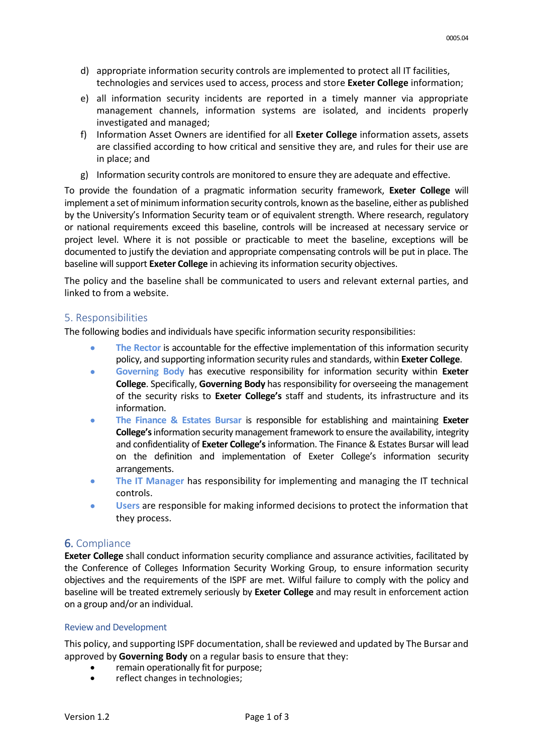d) appropriate information security controls are implemented to protect all IT facilities, technologies and services used to access, process and store **Exeter College** information;

e) all information security incidents are reported in a timely manner via appropriate management channels, information systems are isolated, and incidents properly investigated and managed;

f) Information Asset Owners are identified for all **Exeter College** information assets, assets are classified according to how critical and sensitive they are, and rules for their use are in place; and

g) Information security controls are monitored to ensure they are adequate and effective.

To provide the foundation of a pragmatic information security framework, **Exeter College** will implement a set of minimum information security controls, known as the baseline, either as published by the University's Information Security team or of equivalent strength. Where research, regulatory or national requirements exceed this baseline, controls will be increased at necessary service or project level. Where it is not possible or practicable to meet the baseline, exceptions will be documented to justify the deviation and appropriate compensating controls will be put in place. The baseline will support **Exeter College** in achieving its information security objectives.

The policy and the baseline shall be communicated to users and relevant external parties, and linked to from a website.

## 5. Responsibilities

The following bodies and individuals have specific information security responsibilities:

- **The Rector** is accountable for the effective implementation of this information security policy, and supporting information security rules and standards, within **Exeter College**.
- **Governing Body** has executive responsibility for information security within **Exeter College**. Specifically, **Governing Body** has responsibility for overseeing the management of the security risks to **Exeter College's** staff and students, its infrastructure and its information.
- **The Finance & Estates Bursar** is responsible for establishing and maintaining **Exeter College's** information security management framework to ensure the availability, integrity and confidentiality of **Exeter College's** information. The Finance & Estates Bursar will lead on the definition and implementation of Exeter College's information security arrangements.
- **The IT Manager** has responsibility for implementing and managing the IT technical controls.
- **Users** are responsible for making informed decisions to protect the information that they process.

## 6. Compliance

**Exeter College** shall conduct information security compliance and assurance activities, facilitated by the Conference of Colleges Information Security Working Group, to ensure information security objectives and the requirements of the ISPF are met. Wilful failure to comply with the policy and baseline will be treated extremely seriously by **Exeter College** and may result in enforcement action on a group and/or an individual.

### Review and Development

This policy, and supporting ISPF documentation, shall be reviewed and updated by The Bursar and approved by **Governing Body** on a regular basis to ensure that they:

- remain operationally fit for purpose;
- reflect changes in technologies;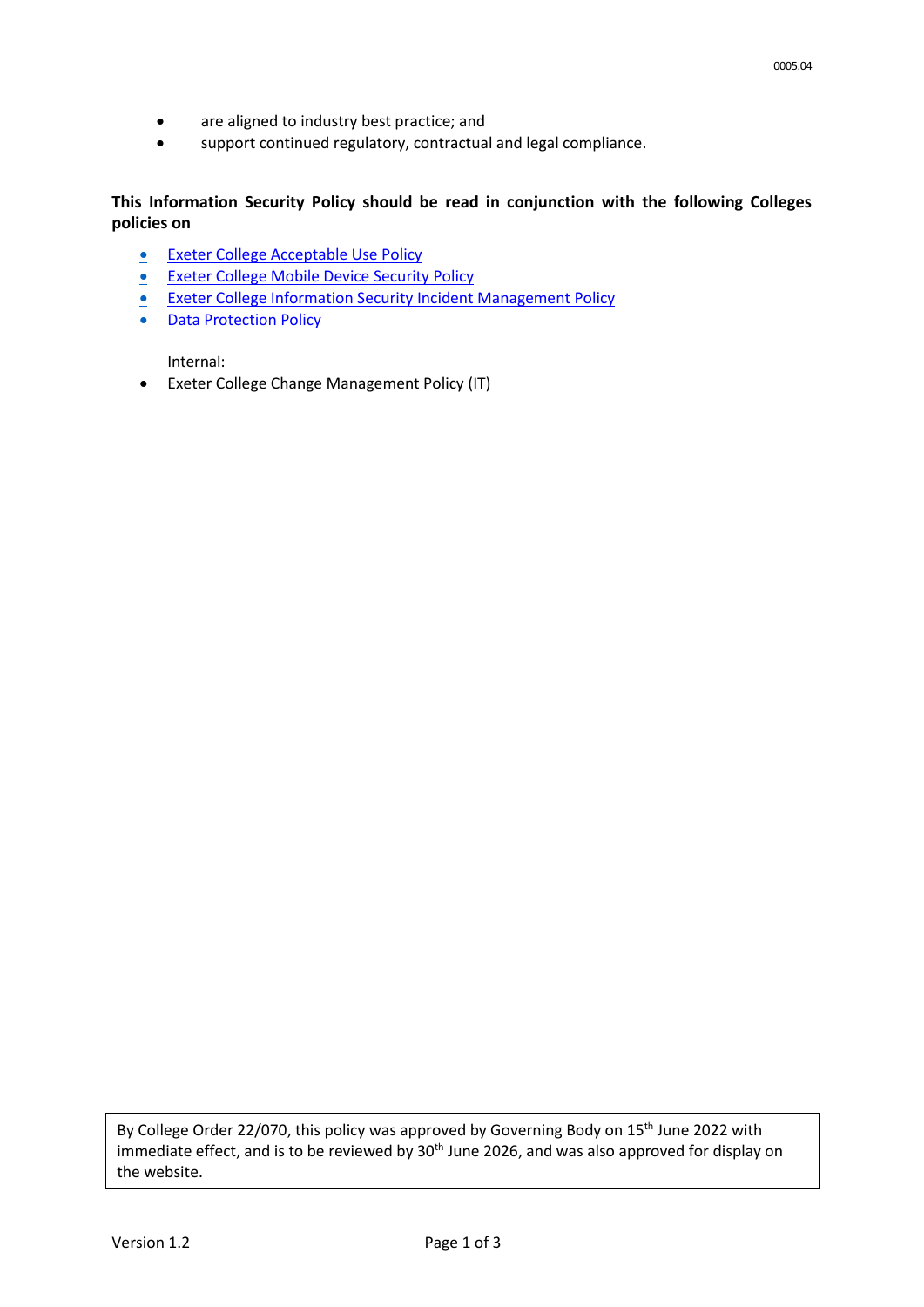- are aligned to industry best practice; and
- support continued regulatory, contractual and legal compliance.

**This Information Security Policy should be read in conjunction with the following Colleges policies on**

- Exeter College Acceptable Use Policy
- Exeter College Mobile Device Security Policy
- Exeter College Information Security Incident Management Policy
- Data Protection Policy

Internal:

- Exeter College Change Management Policy (IT)

By College Order 22/070, this policy was approved by Governing Body on 15th June 2022 with immediate effect, and is to be reviewed by 30th June 2026, and was also approved for display on the website.